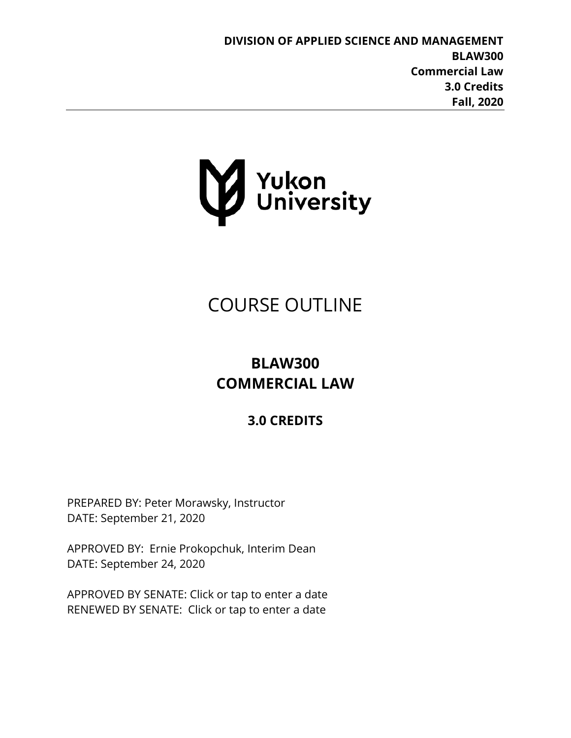**DIVISION OF APPLIED SCIENCE AND MANAGEMENT**
**BLAW300**
**Commercial Law**
**3.0 Credits**
**Fall, 2020**

Yukon University

# COURSE OUTLINE

## BLAW300
## COMMERCIAL LAW

### 3.0 CREDITS

PREPARED BY: Peter Morawsky, Instructor
DATE: September 21, 2020

APPROVED BY: Ernie Prokopchuk, Interim Dean
DATE: September 24, 2020

APPROVED BY SENATE: Click or tap to enter a date
RENEWED BY SENATE: Click or tap to enter a date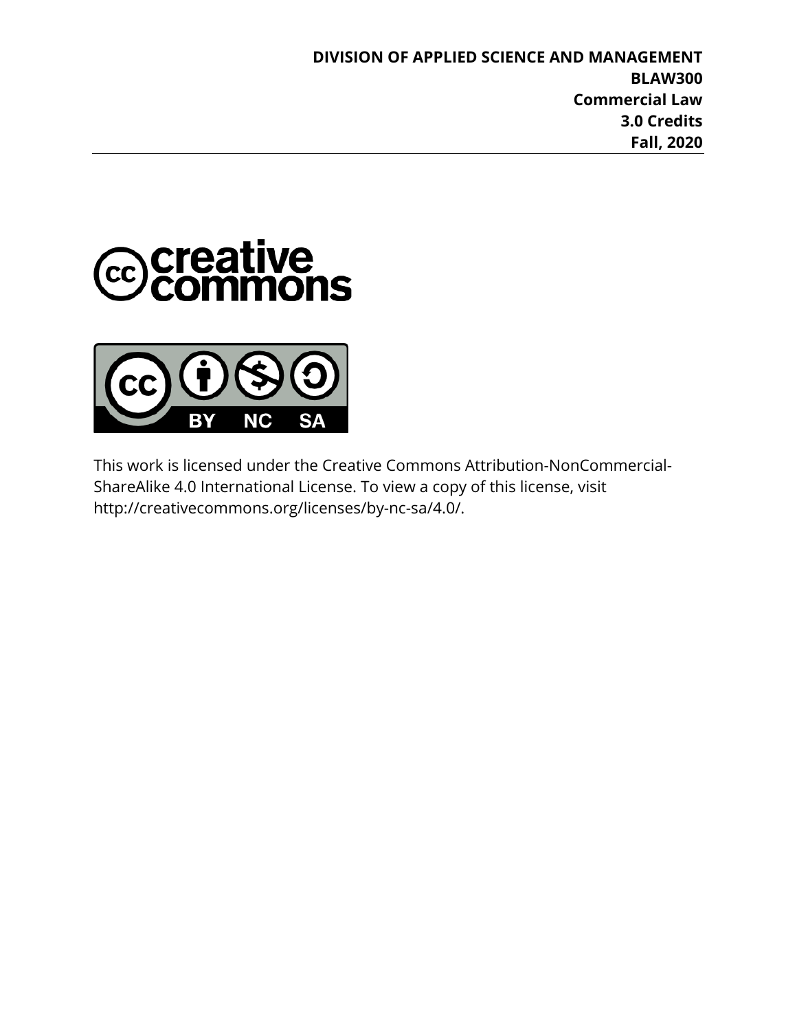**DIVISION OF APPLIED SCIENCE AND MANAGEMENT**
**BLAW300**
**Commercial Law**
**3.0 Credits**
**Fall, 2020**

This work is licensed under the Creative Commons Attribution-NonCommercial-ShareAlike 4.0 International License. To view a copy of this license, visit http://creativecommons.org/licenses/by-nc-sa/4.0/.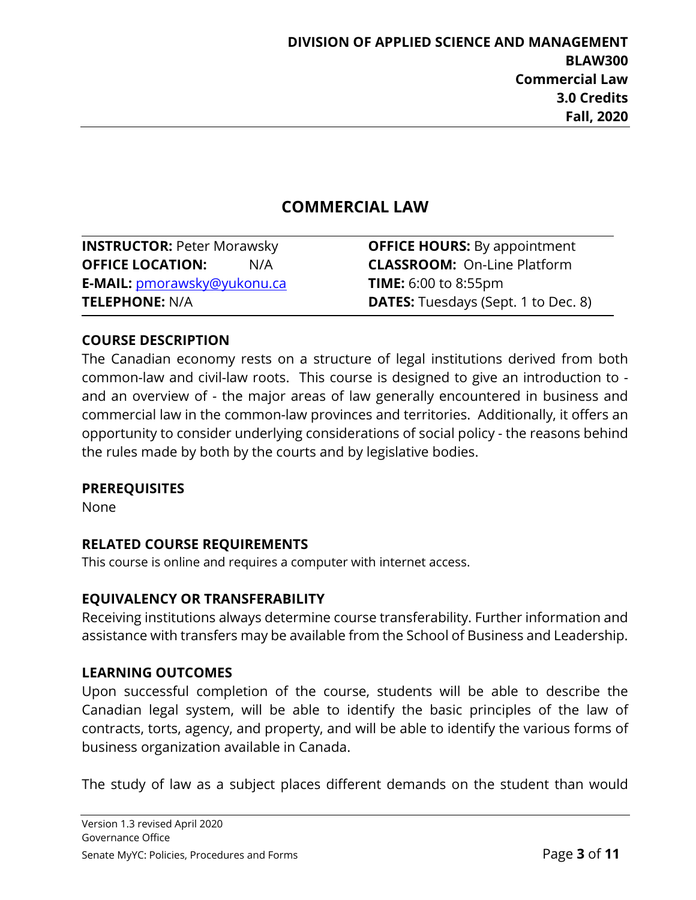**DIVISION OF APPLIED SCIENCE AND MANAGEMENT**
**BLAW300**
**Commercial Law**
**3.0 Credits**
**Fall, 2020**

# COMMERCIAL LAW

| | |
|---|---|
| **INSTRUCTOR:** Peter Morawsky | **OFFICE HOURS:** By appointment |
| **OFFICE LOCATION:** N/A | **CLASSROOM:** On-Line Platform |
| **E-MAIL:** pmorawsky@yukonu.ca | **TIME:** 6:00 to 8:55pm |
| **TELEPHONE:** N/A | **DATES:** Tuesdays (Sept. 1 to Dec. 8) |

## COURSE DESCRIPTION

The Canadian economy rests on a structure of legal institutions derived from both common-law and civil-law roots. This course is designed to give an introduction to - and an overview of - the major areas of law generally encountered in business and commercial law in the common-law provinces and territories. Additionally, it offers an opportunity to consider underlying considerations of social policy - the reasons behind the rules made by both by the courts and by legislative bodies.

## PREREQUISITES

None

## RELATED COURSE REQUIREMENTS

This course is online and requires a computer with internet access.

## EQUIVALENCY OR TRANSFERABILITY

Receiving institutions always determine course transferability. Further information and assistance with transfers may be available from the School of Business and Leadership.

## LEARNING OUTCOMES

Upon successful completion of the course, students will be able to describe the Canadian legal system, will be able to identify the basic principles of the law of contracts, torts, agency, and property, and will be able to identify the various forms of business organization available in Canada.

The study of law as a subject places different demands on the student than would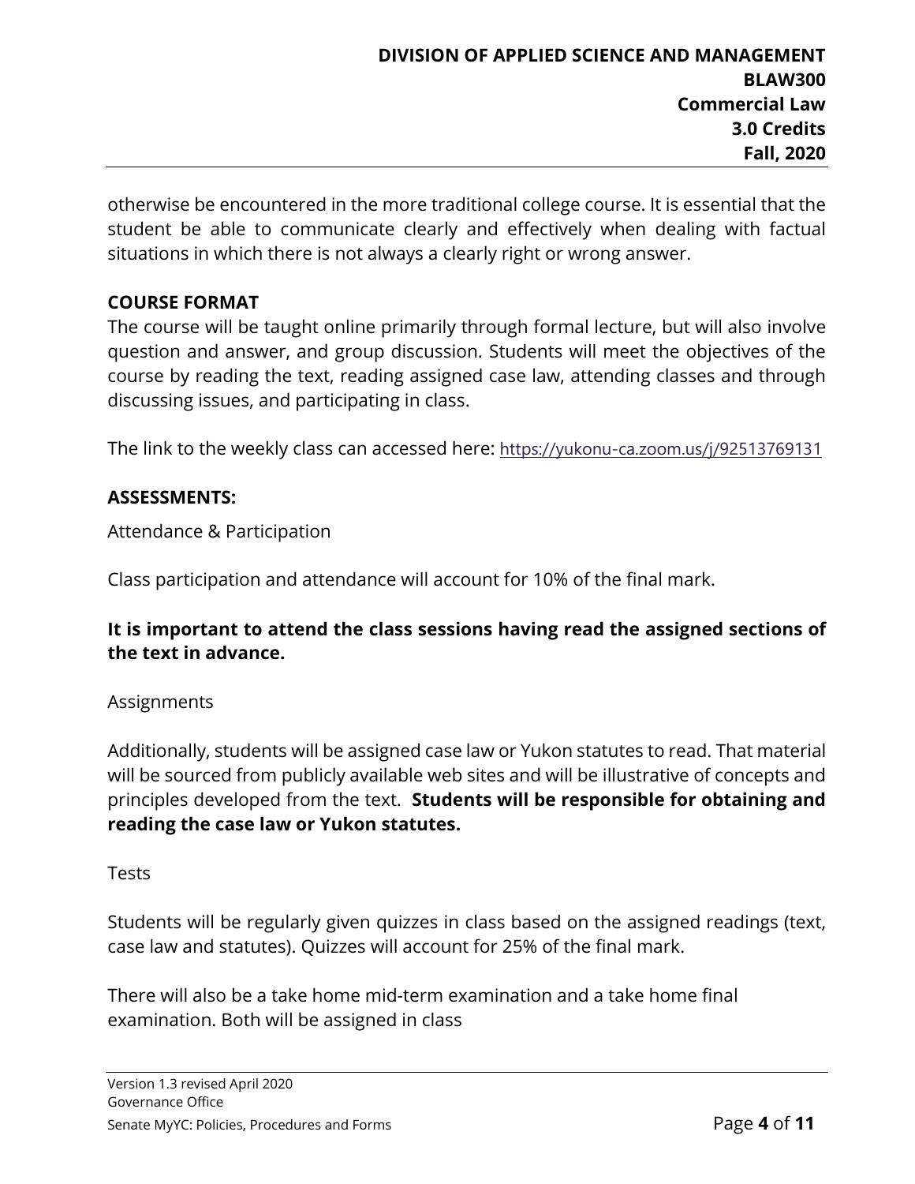otherwise be encountered in the more traditional college course. It is essential that the student be able to communicate clearly and effectively when dealing with factual situations in which there is not always a clearly right or wrong answer.

**COURSE FORMAT**

The course will be taught online primarily through formal lecture, but will also involve question and answer, and group discussion. Students will meet the objectives of the course by reading the text, reading assigned case law, attending classes and through discussing issues, and participating in class.

The link to the weekly class can accessed here: https://yukonu-ca.zoom.us/j/92513769131

**ASSESSMENTS:**

Attendance & Participation

Class participation and attendance will account for 10% of the final mark.

**It is important to attend the class sessions having read the assigned sections of the text in advance.**

Assignments

Additionally, students will be assigned case law or Yukon statutes to read. That material will be sourced from publicly available web sites and will be illustrative of concepts and principles developed from the text. **Students will be responsible for obtaining and reading the case law or Yukon statutes.**

Tests

Students will be regularly given quizzes in class based on the assigned readings (text, case law and statutes). Quizzes will account for 25% of the final mark.

There will also be a take home mid-term examination and a take home final examination. Both will be assigned in class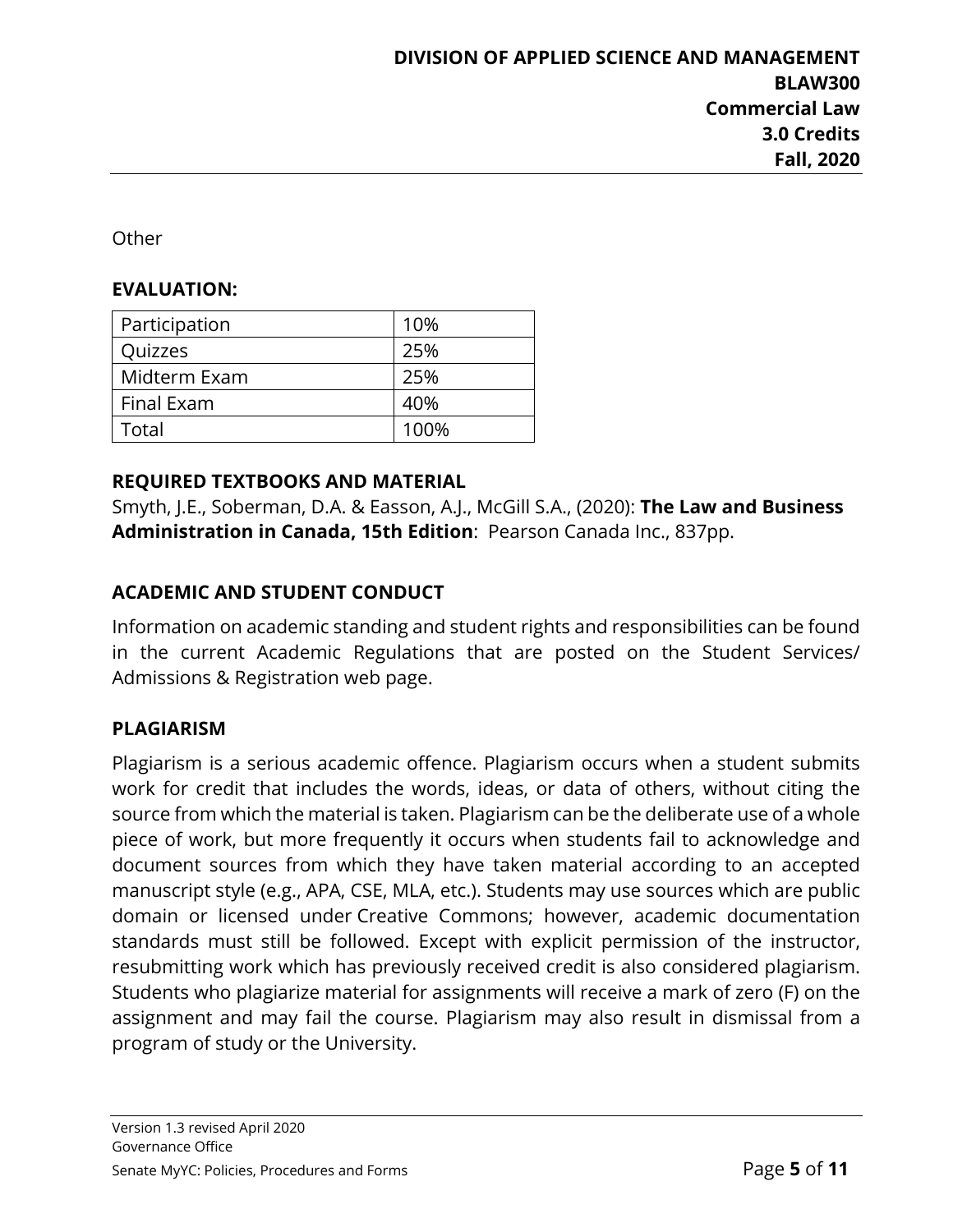Other

## EVALUATION:

| Participation | 10% |
| --- | --- |
| Quizzes | 25% |
| Midterm Exam | 25% |
| Final Exam | 40% |
| Total | 100% |

## REQUIRED TEXTBOOKS AND MATERIAL

Smyth, J.E., Soberman, D.A. & Easson, A.J., McGill S.A., (2020): **The Law and Business Administration in Canada, 15th Edition**: Pearson Canada Inc., 837pp.

## ACADEMIC AND STUDENT CONDUCT

Information on academic standing and student rights and responsibilities can be found in the current Academic Regulations that are posted on the Student Services/ Admissions & Registration web page.

## PLAGIARISM

Plagiarism is a serious academic offence. Plagiarism occurs when a student submits work for credit that includes the words, ideas, or data of others, without citing the source from which the material is taken. Plagiarism can be the deliberate use of a whole piece of work, but more frequently it occurs when students fail to acknowledge and document sources from which they have taken material according to an accepted manuscript style (e.g., APA, CSE, MLA, etc.). Students may use sources which are public domain or licensed under Creative Commons; however, academic documentation standards must still be followed. Except with explicit permission of the instructor, resubmitting work which has previously received credit is also considered plagiarism. Students who plagiarize material for assignments will receive a mark of zero (F) on the assignment and may fail the course. Plagiarism may also result in dismissal from a program of study or the University.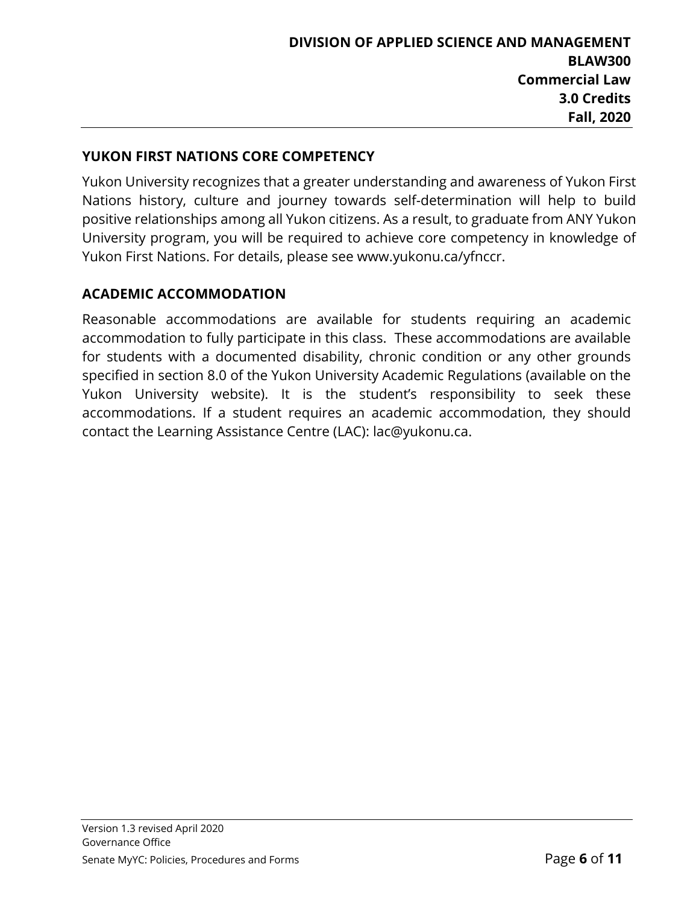## YUKON FIRST NATIONS CORE COMPETENCY

Yukon University recognizes that a greater understanding and awareness of Yukon First Nations history, culture and journey towards self-determination will help to build positive relationships among all Yukon citizens. As a result, to graduate from ANY Yukon University program, you will be required to achieve core competency in knowledge of Yukon First Nations. For details, please see www.yukonu.ca/yfnccr.

## ACADEMIC ACCOMMODATION

Reasonable accommodations are available for students requiring an academic accommodation to fully participate in this class. These accommodations are available for students with a documented disability, chronic condition or any other grounds specified in section 8.0 of the Yukon University Academic Regulations (available on the Yukon University website). It is the student's responsibility to seek these accommodations. If a student requires an academic accommodation, they should contact the Learning Assistance Centre (LAC): lac@yukonu.ca.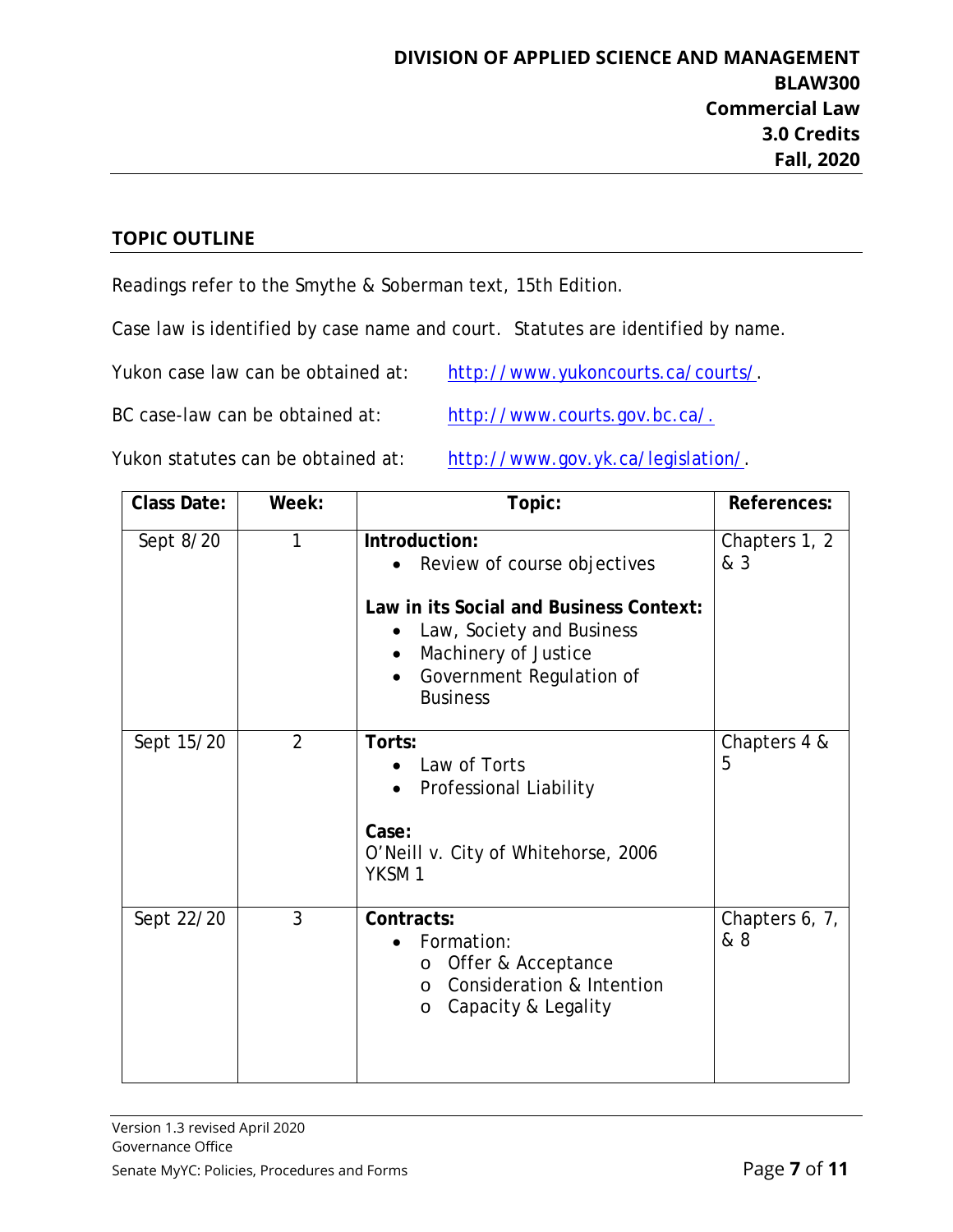## TOPIC OUTLINE

Readings refer to the Smythe & Soberman text, 15th Edition.

Case law is identified by case name and court. Statutes are identified by name.

Yukon case law can be obtained at: [http://www.yukoncourts.ca/courts/](http://www.yukoncourts.ca/courts/).

BC case-law can be obtained at: [http://www.courts.gov.bc.ca/.](http://www.courts.gov.bc.ca/)

Yukon statutes can be obtained at: [http://www.gov.yk.ca/legislation/](http://www.gov.yk.ca/legislation/).

| Class Date: | Week: | Topic: | References: |
|---|---|---|---|
| Sept 8/20 | 1 | **Introduction:**<br>• Review of course objectives<br><br>**Law in its Social and Business Context:**<br>• Law, Society and Business<br>• Machinery of Justice<br>• Government Regulation of Business | Chapters 1, 2 & 3 |
| Sept 15/20 | 2 | **Torts:**<br>• Law of Torts<br>• Professional Liability<br><br>**Case:**<br>O'Neill v. City of Whitehorse, 2006 YKSM 1 | Chapters 4 & 5 |
| Sept 22/20 | 3 | **Contracts:**<br>• Formation:<br>  o Offer & Acceptance<br>  o Consideration & Intention<br>  o Capacity & Legality | Chapters 6, 7, & 8 |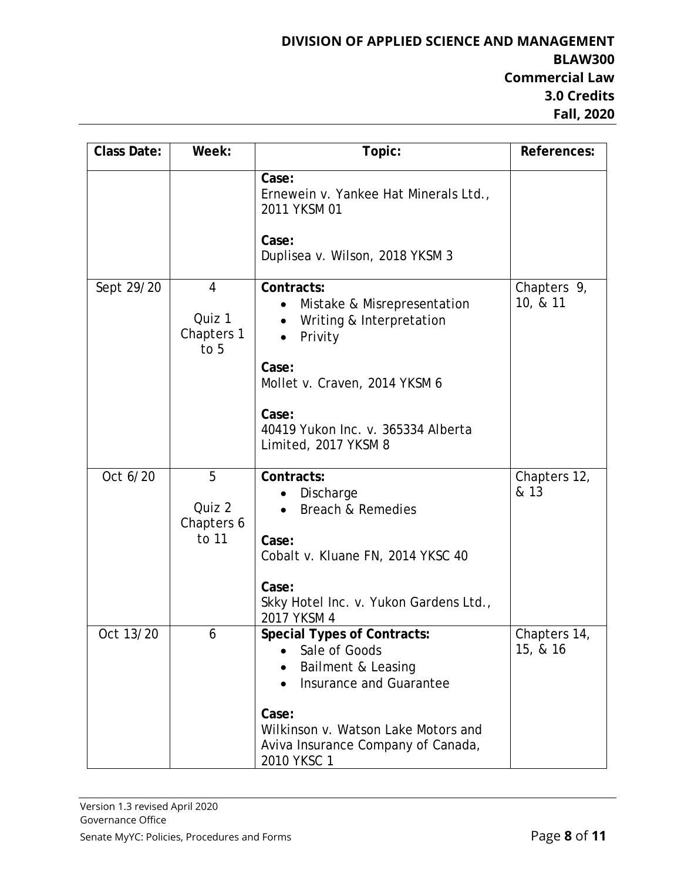| Class Date: | Week: | Topic: | References: |
|---|---|---|---|
| | | **Case:** Ernewein v. Yankee Hat Minerals Ltd., 2011 YKSM 01<br><br>**Case:** Duplisea v. Wilson, 2018 YKSM 3 | |
| Sept 29/20 | 4<br><br>Quiz 1 Chapters 1 to 5 | **Contracts:**<br>• Mistake & Misrepresentation<br>• Writing & Interpretation<br>• Privity<br><br>**Case:** Mollet v. Craven, 2014 YKSM 6<br><br>**Case:** 40419 Yukon Inc. v. 365334 Alberta Limited, 2017 YKSM 8 | Chapters 9, 10, & 11 |
| Oct 6/20 | 5<br><br>Quiz 2 Chapters 6 to 11 | **Contracts:**<br>• Discharge<br>• Breach & Remedies<br><br>**Case:** Cobalt v. Kluane FN, 2014 YKSC 40<br><br>**Case:** Skky Hotel Inc. v. Yukon Gardens Ltd., 2017 YKSM 4 | Chapters 12, & 13 |
| Oct 13/20 | 6 | **Special Types of Contracts:**<br>• Sale of Goods<br>• Bailment & Leasing<br>• Insurance and Guarantee<br><br>**Case:** Wilkinson v. Watson Lake Motors and Aviva Insurance Company of Canada, 2010 YKSC 1 | Chapters 14, 15, & 16 |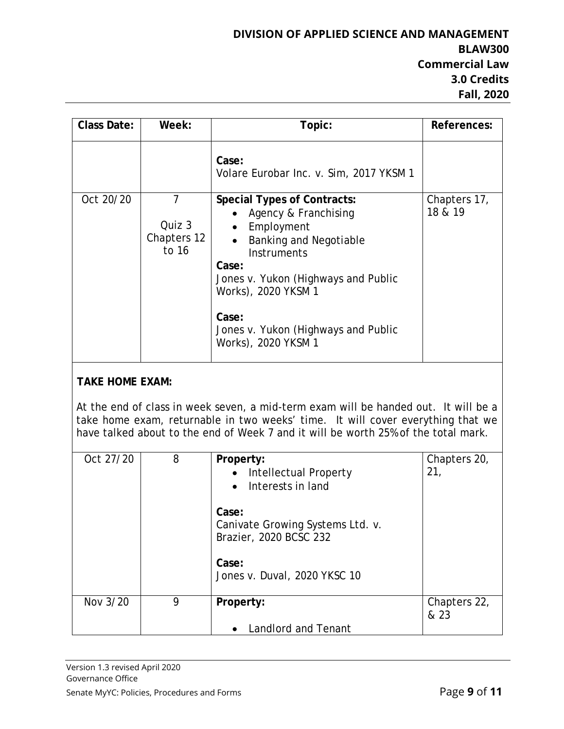| Class Date: | Week: | Topic: | References: |
|---|---|---|---|
| | | **Case:**<br>Volare Eurobar Inc. v. Sim, 2017 YKSM 1 | |
| Oct 20/20 | 7<br><br>Quiz 3<br>Chapters 12 to 16 | **Special Types of Contracts:**<br>• Agency & Franchising<br>• Employment<br>• Banking and Negotiable Instruments<br>**Case:**<br>Jones v. Yukon (Highways and Public Works), 2020 YKSM 1<br><br>**Case:**<br>Jones v. Yukon (Highways and Public Works), 2020 YKSM 1 | Chapters 17, 18 & 19 |

**TAKE HOME EXAM:**

At the end of class in week seven, a mid-term exam will be handed out. It will be a take home exam, returnable in two weeks' time. It will cover everything that we have talked about to the end of Week 7 and it will be worth 25% of the total mark.

| Class Date: | Week: | Topic: | References: |
|---|---|---|---|
| Oct 27/20 | 8 | **Property:**<br>• Intellectual Property<br>• Interests in land<br><br>**Case:**<br>Canivate Growing Systems Ltd. v. Brazier, 2020 BCSC 232<br><br>**Case:**<br>Jones v. Duval, 2020 YKSC 10 | Chapters 20, 21, |
| Nov 3/20 | 9 | **Property:**<br><br>• Landlord and Tenant | Chapters 22, & 23 |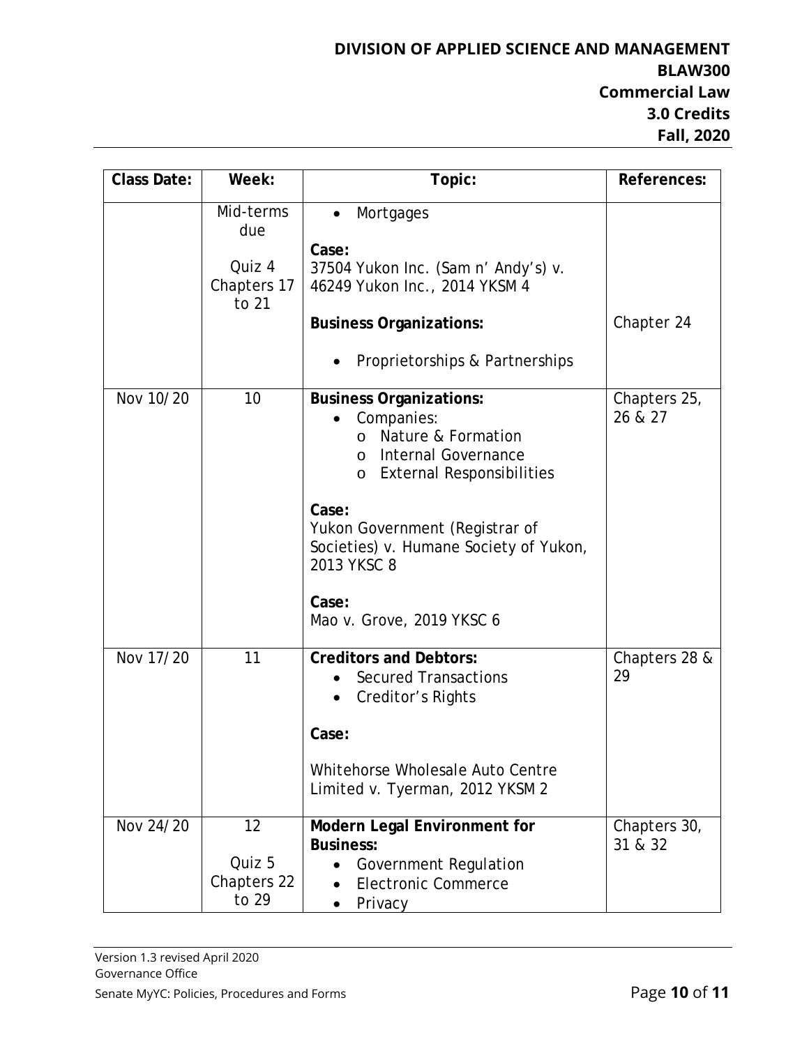| Class Date: | Week: | Topic: | References: |
|---|---|---|---|
| | Mid-terms due<br><br>Quiz 4 Chapters 17 to 21 | • Mortgages<br><br>**Case:**<br>37504 Yukon Inc. (Sam n' Andy's) v. 46249 Yukon Inc., 2014 YKSM 4<br><br>**Business Organizations:**<br><br>• Proprietorships & Partnerships | Chapter 24 |
| Nov 10/20 | 10 | **Business Organizations:**<br>• Companies:<br>  o Nature & Formation<br>  o Internal Governance<br>  o External Responsibilities<br><br>**Case:**<br>Yukon Government (Registrar of Societies) v. Humane Society of Yukon, 2013 YKSC 8<br><br>**Case:**<br>Mao v. Grove, 2019 YKSC 6 | Chapters 25, 26 & 27 |
| Nov 17/20 | 11 | **Creditors and Debtors:**<br>• Secured Transactions<br>• Creditor's Rights<br><br>**Case:**<br><br>Whitehorse Wholesale Auto Centre Limited v. Tyerman, 2012 YKSM 2 | Chapters 28 & 29 |
| Nov 24/20 | 12<br><br>Quiz 5 Chapters 22 to 29 | **Modern Legal Environment for Business:**<br>• Government Regulation<br>• Electronic Commerce<br>• Privacy | Chapters 30, 31 & 32 |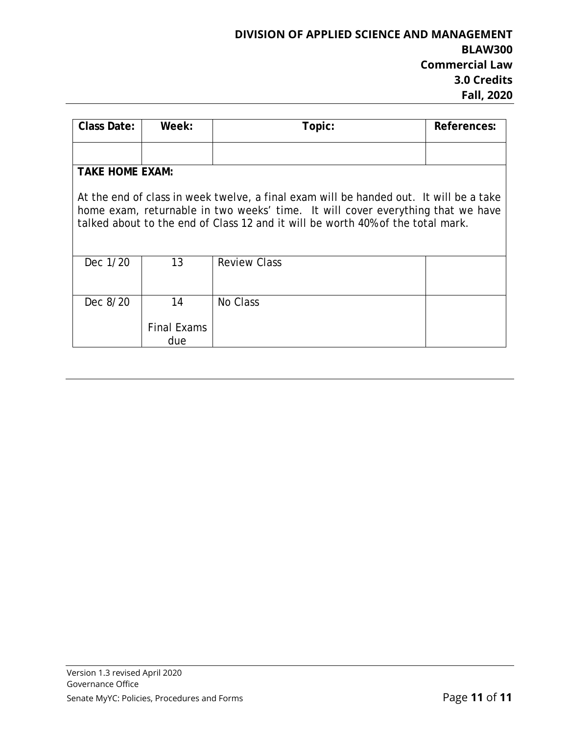| Class Date: | Week: | Topic: | References: |
|---|---|---|---|
| | | | |
| **TAKE HOME EXAM:** At the end of class in week twelve, a final exam will be handed out. It will be a take home exam, returnable in two weeks' time. It will cover everything that we have talked about to the end of Class 12 and it will be worth 40% of the total mark. | | | |
| Dec 1/20 | 13 | Review Class | |
| Dec 8/20 | 14 Final Exams due | No Class | |